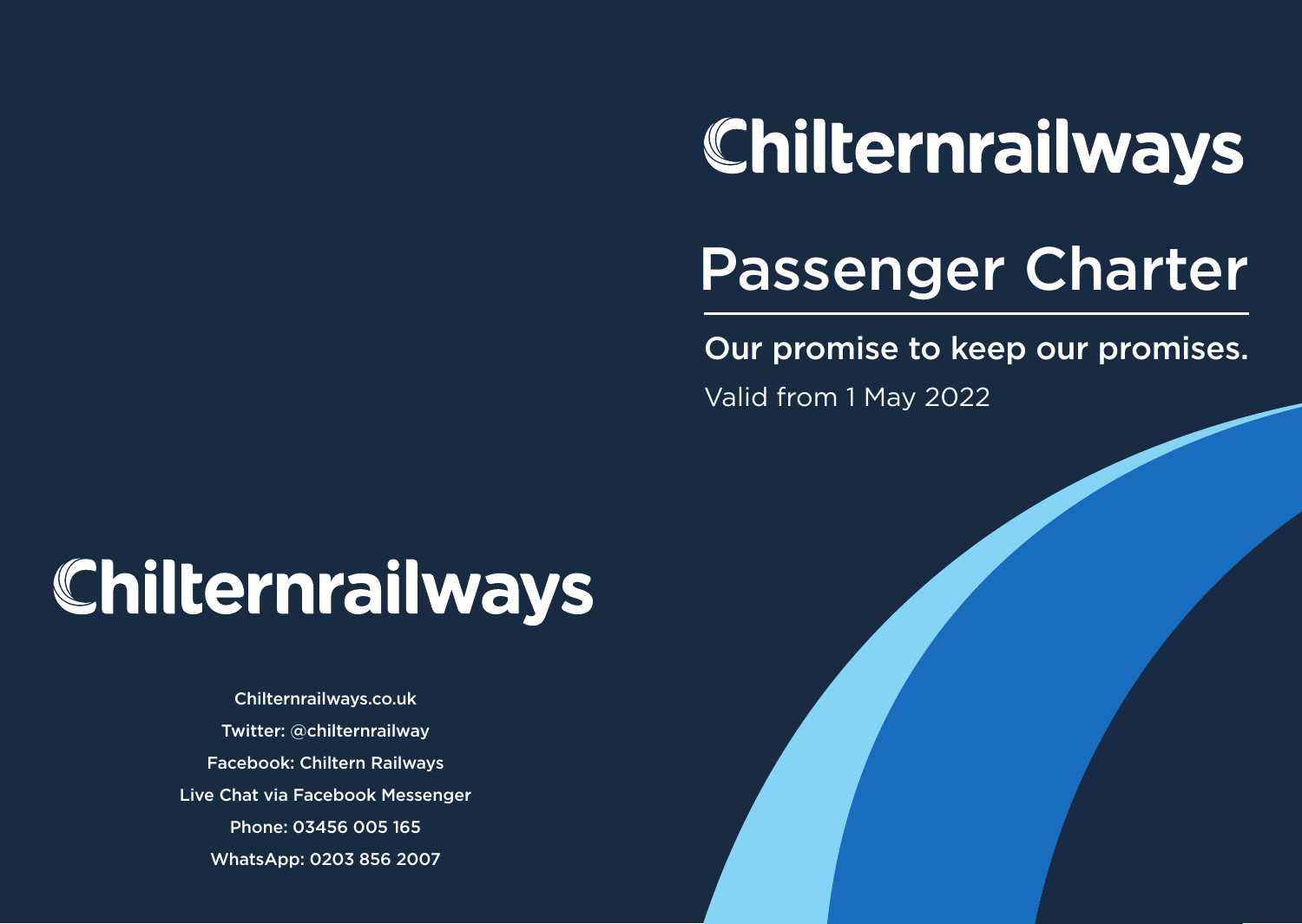# Chilternrailways

## Passenger Charter

**Our promise to keep our promises.**

Valid from 1 May 2022

# Chilternrailways

Chilternrailways.co.uk

Twitter: @chilternrailway

Facebook: Chiltern Railways

Live Chat via Facebook Messenger

Phone: 03456 005 165

WhatsApp: 0203 856 2007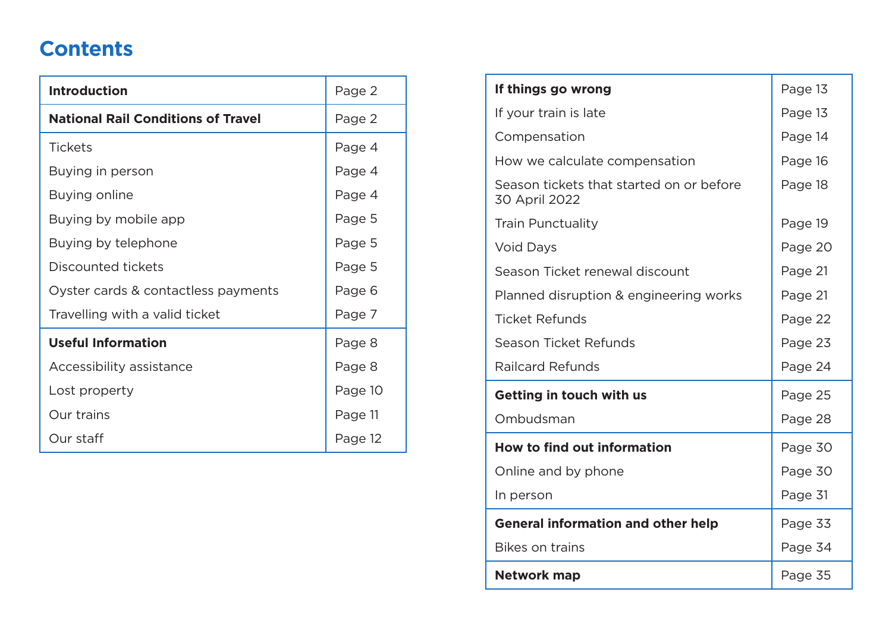# Contents

| Section | Page |
| --- | --- |
| **Introduction** | Page 2 |
| **National Rail Conditions of Travel** | Page 2 |
| Tickets | Page 4 |
| Buying in person | Page 4 |
| Buying online | Page 4 |
| Buying by mobile app | Page 5 |
| Buying by telephone | Page 5 |
| Discounted tickets | Page 5 |
| Oyster cards & contactless payments | Page 6 |
| Travelling with a valid ticket | Page 7 |
| **Useful Information** | Page 8 |
| Accessibility assistance | Page 8 |
| Lost property | Page 10 |
| Our trains | Page 11 |
| Our staff | Page 12 |
| **If things go wrong** | Page 13 |
| If your train is late | Page 13 |
| Compensation | Page 14 |
| How we calculate compensation | Page 16 |
| Season tickets that started on or before 30 April 2022 | Page 18 |
| Train Punctuality | Page 19 |
| Void Days | Page 20 |
| Season Ticket renewal discount | Page 21 |
| Planned disruption & engineering works | Page 21 |
| Ticket Refunds | Page 22 |
| Season Ticket Refunds | Page 23 |
| Railcard Refunds | Page 24 |
| **Getting in touch with us** | Page 25 |
| Ombudsman | Page 28 |
| **How to find out information** | Page 30 |
| Online and by phone | Page 30 |
| In person | Page 31 |
| **General information and other help** | Page 33 |
| Bikes on trains | Page 34 |
| **Network map** | Page 35 |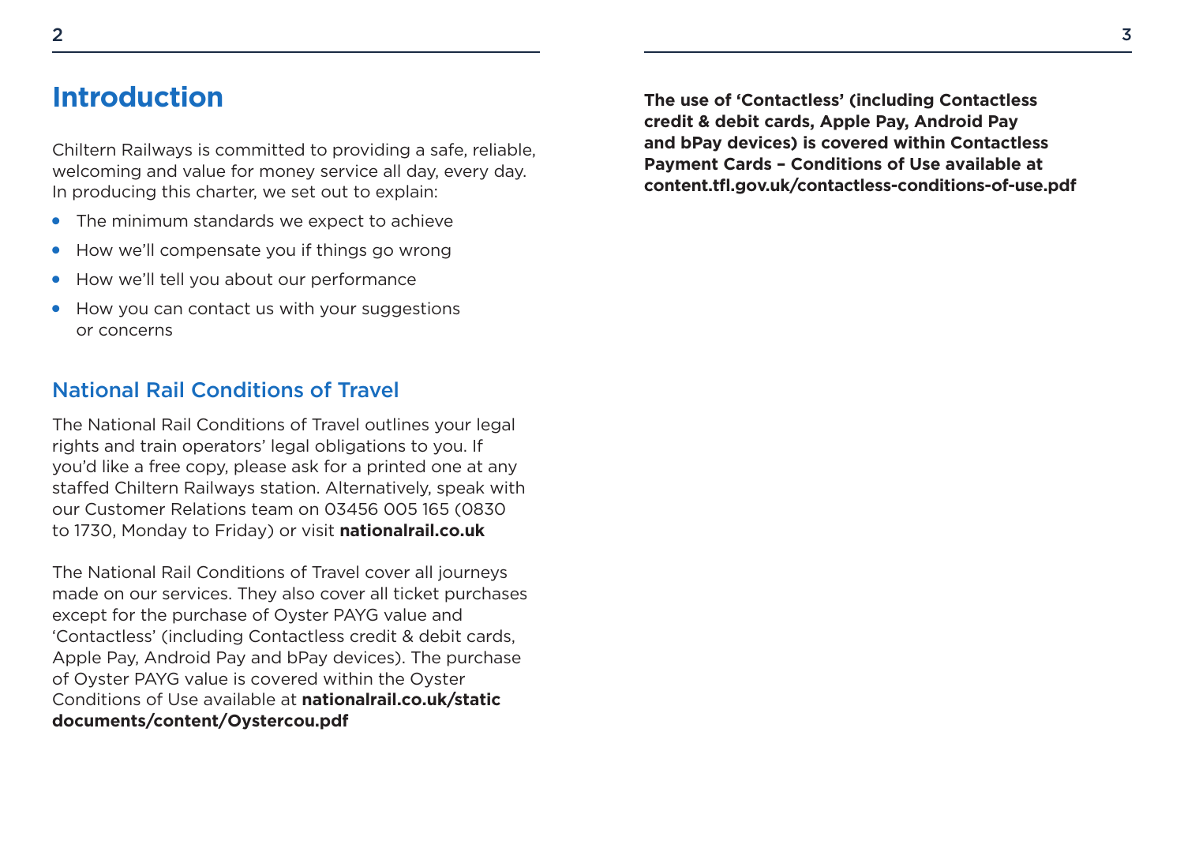# Introduction

Chiltern Railways is committed to providing a safe, reliable, welcoming and value for money service all day, every day. In producing this charter, we set out to explain:

- The minimum standards we expect to achieve
- How we'll compensate you if things go wrong
- How we'll tell you about our performance
- How you can contact us with your suggestions or concerns

## National Rail Conditions of Travel

The National Rail Conditions of Travel outlines your legal rights and train operators' legal obligations to you. If you'd like a free copy, please ask for a printed one at any staffed Chiltern Railways station. Alternatively, speak with our Customer Relations team on 03456 005 165 (0830 to 1730, Monday to Friday) or visit **nationalrail.co.uk**

The National Rail Conditions of Travel cover all journeys made on our services. They also cover all ticket purchases except for the purchase of Oyster PAYG value and 'Contactless' (including Contactless credit & debit cards, Apple Pay, Android Pay and bPay devices). The purchase of Oyster PAYG value is covered within the Oyster Conditions of Use available at **nationalrail.co.uk/static documents/content/Oystercou.pdf**

**The use of 'Contactless' (including Contactless credit & debit cards, Apple Pay, Android Pay and bPay devices) is covered within Contactless Payment Cards – Conditions of Use available at content.tfl.gov.uk/contactless-conditions-of-use.pdf**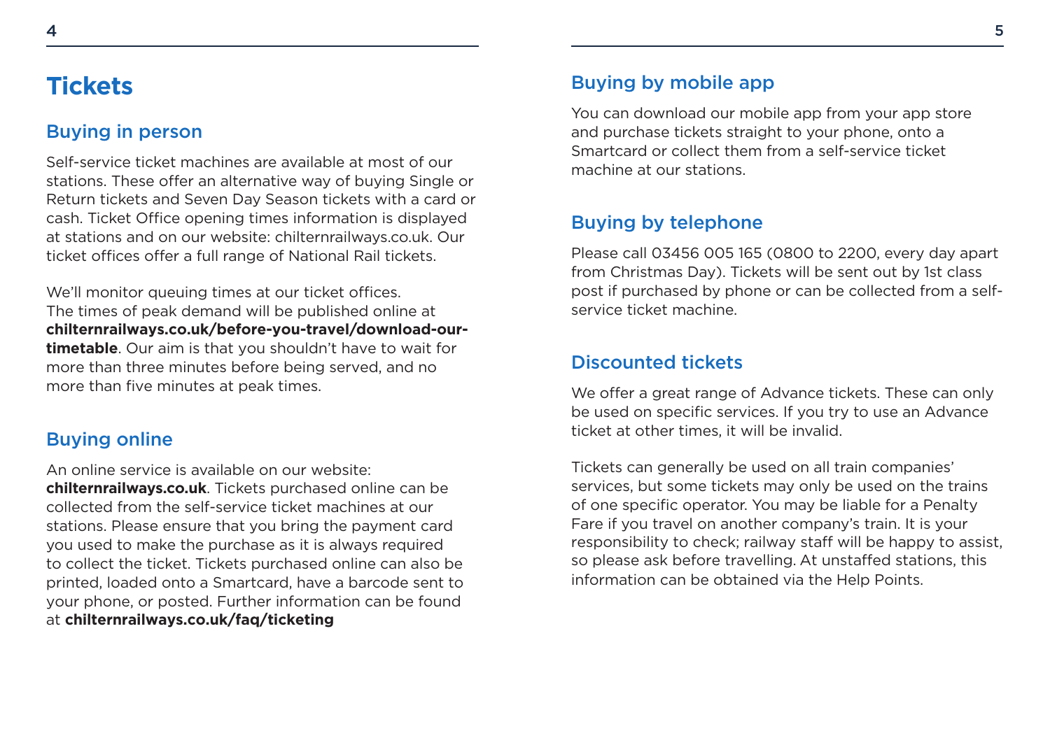# Tickets

## Buying in person

Self-service ticket machines are available at most of our stations. These offer an alternative way of buying Single or Return tickets and Seven Day Season tickets with a card or cash. Ticket Office opening times information is displayed at stations and on our website: chilternrailways.co.uk. Our ticket offices offer a full range of National Rail tickets.

We'll monitor queuing times at our ticket offices. The times of peak demand will be published online at **chilternrailways.co.uk/before-you-travel/download-our-timetable**. Our aim is that you shouldn't have to wait for more than three minutes before being served, and no more than five minutes at peak times.

## Buying online

An online service is available on our website: **chilternrailways.co.uk**. Tickets purchased online can be collected from the self-service ticket machines at our stations. Please ensure that you bring the payment card you used to make the purchase as it is always required to collect the ticket. Tickets purchased online can also be printed, loaded onto a Smartcard, have a barcode sent to your phone, or posted. Further information can be found at **chilternrailways.co.uk/faq/ticketing**

## Buying by mobile app

You can download our mobile app from your app store and purchase tickets straight to your phone, onto a Smartcard or collect them from a self-service ticket machine at our stations.

## Buying by telephone

Please call 03456 005 165 (0800 to 2200, every day apart from Christmas Day). Tickets will be sent out by 1st class post if purchased by phone or can be collected from a self-service ticket machine.

## Discounted tickets

We offer a great range of Advance tickets. These can only be used on specific services. If you try to use an Advance ticket at other times, it will be invalid.

Tickets can generally be used on all train companies' services, but some tickets may only be used on the trains of one specific operator. You may be liable for a Penalty Fare if you travel on another company's train. It is your responsibility to check; railway staff will be happy to assist, so please ask before travelling. At unstaffed stations, this information can be obtained via the Help Points.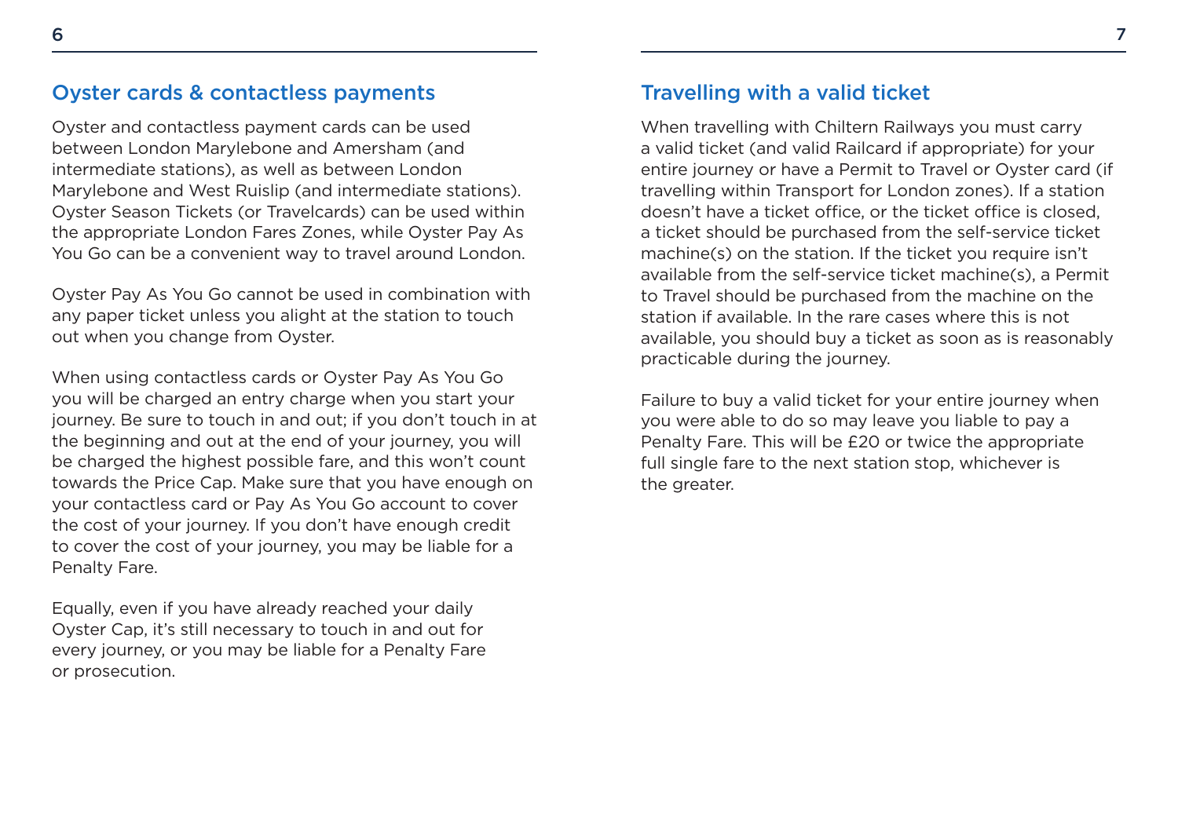## Oyster cards & contactless payments

Oyster and contactless payment cards can be used between London Marylebone and Amersham (and intermediate stations), as well as between London Marylebone and West Ruislip (and intermediate stations). Oyster Season Tickets (or Travelcards) can be used within the appropriate London Fares Zones, while Oyster Pay As You Go can be a convenient way to travel around London.

Oyster Pay As You Go cannot be used in combination with any paper ticket unless you alight at the station to touch out when you change from Oyster.

When using contactless cards or Oyster Pay As You Go you will be charged an entry charge when you start your journey. Be sure to touch in and out; if you don't touch in at the beginning and out at the end of your journey, you will be charged the highest possible fare, and this won't count towards the Price Cap. Make sure that you have enough on your contactless card or Pay As You Go account to cover the cost of your journey. If you don't have enough credit to cover the cost of your journey, you may be liable for a Penalty Fare.

Equally, even if you have already reached your daily Oyster Cap, it's still necessary to touch in and out for every journey, or you may be liable for a Penalty Fare or prosecution.

## Travelling with a valid ticket

When travelling with Chiltern Railways you must carry a valid ticket (and valid Railcard if appropriate) for your entire journey or have a Permit to Travel or Oyster card (if travelling within Transport for London zones). If a station doesn't have a ticket office, or the ticket office is closed, a ticket should be purchased from the self-service ticket machine(s) on the station. If the ticket you require isn't available from the self-service ticket machine(s), a Permit to Travel should be purchased from the machine on the station if available. In the rare cases where this is not available, you should buy a ticket as soon as is reasonably practicable during the journey.

Failure to buy a valid ticket for your entire journey when you were able to do so may leave you liable to pay a Penalty Fare. This will be £20 or twice the appropriate full single fare to the next station stop, whichever is the greater.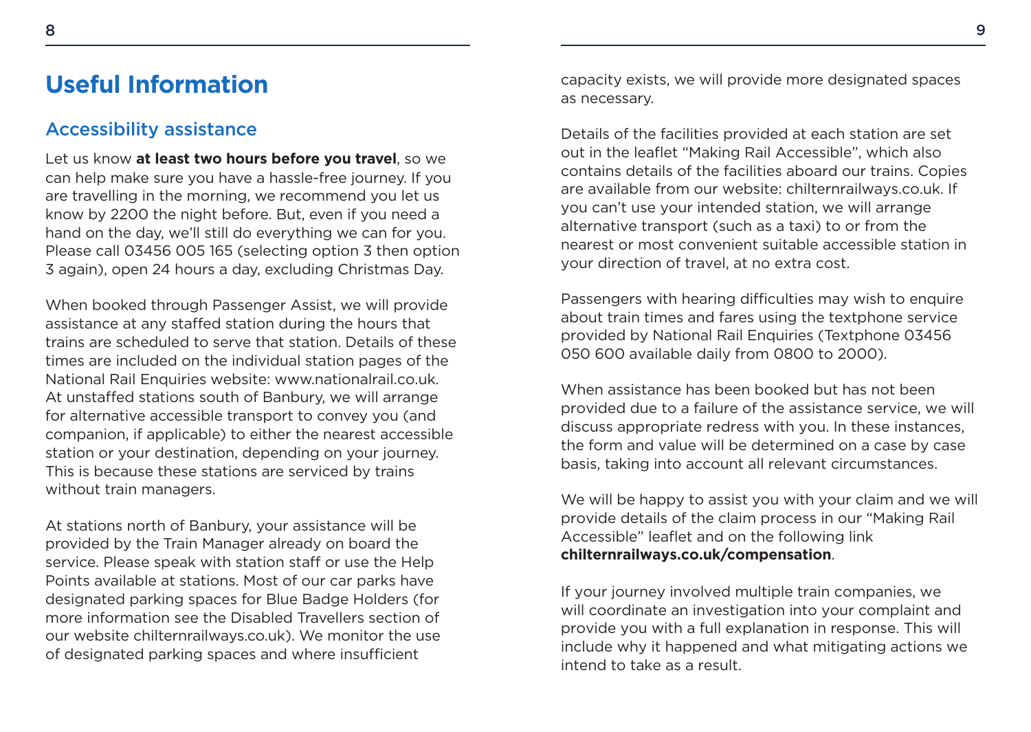# Useful Information

## Accessibility assistance

Let us know **at least two hours before you travel**, so we can help make sure you have a hassle-free journey. If you are travelling in the morning, we recommend you let us know by 2200 the night before. But, even if you need a hand on the day, we'll still do everything we can for you. Please call 03456 005 165 (selecting option 3 then option 3 again), open 24 hours a day, excluding Christmas Day.

When booked through Passenger Assist, we will provide assistance at any staffed station during the hours that trains are scheduled to serve that station. Details of these times are included on the individual station pages of the National Rail Enquiries website: www.nationalrail.co.uk. At unstaffed stations south of Banbury, we will arrange for alternative accessible transport to convey you (and companion, if applicable) to either the nearest accessible station or your destination, depending on your journey. This is because these stations are serviced by trains without train managers.

At stations north of Banbury, your assistance will be provided by the Train Manager already on board the service. Please speak with station staff or use the Help Points available at stations. Most of our car parks have designated parking spaces for Blue Badge Holders (for more information see the Disabled Travellers section of our website chilternrailways.co.uk). We monitor the use of designated parking spaces and where insufficient capacity exists, we will provide more designated spaces as necessary.

Details of the facilities provided at each station are set out in the leaflet "Making Rail Accessible", which also contains details of the facilities aboard our trains. Copies are available from our website: chilternrailways.co.uk. If you can't use your intended station, we will arrange alternative transport (such as a taxi) to or from the nearest or most convenient suitable accessible station in your direction of travel, at no extra cost.

Passengers with hearing difficulties may wish to enquire about train times and fares using the textphone service provided by National Rail Enquiries (Textphone 03456 050 600 available daily from 0800 to 2000).

When assistance has been booked but has not been provided due to a failure of the assistance service, we will discuss appropriate redress with you. In these instances, the form and value will be determined on a case by case basis, taking into account all relevant circumstances.

We will be happy to assist you with your claim and we will provide details of the claim process in our "Making Rail Accessible" leaflet and on the following link **chilternrailways.co.uk/compensation**.

If your journey involved multiple train companies, we will coordinate an investigation into your complaint and provide you with a full explanation in response. This will include why it happened and what mitigating actions we intend to take as a result.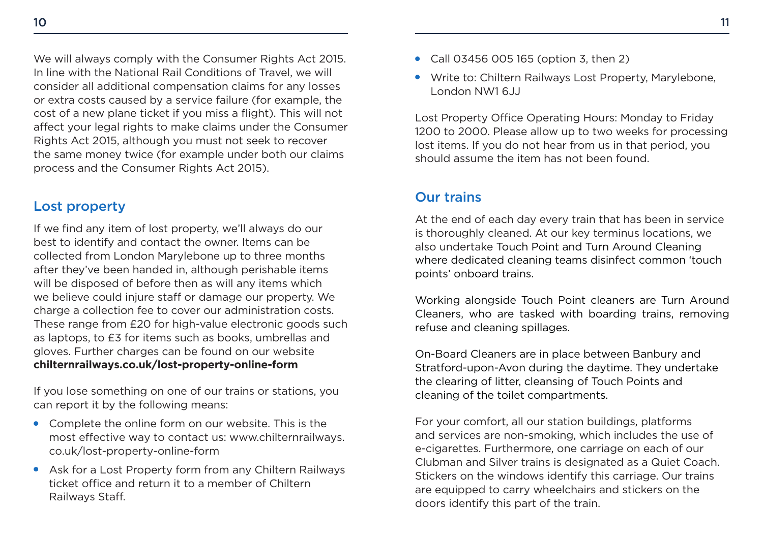We will always comply with the Consumer Rights Act 2015. In line with the National Rail Conditions of Travel, we will consider all additional compensation claims for any losses or extra costs caused by a service failure (for example, the cost of a new plane ticket if you miss a flight). This will not affect your legal rights to make claims under the Consumer Rights Act 2015, although you must not seek to recover the same money twice (for example under both our claims process and the Consumer Rights Act 2015).

## Lost property

If we find any item of lost property, we'll always do our best to identify and contact the owner. Items can be collected from London Marylebone up to three months after they've been handed in, although perishable items will be disposed of before then as will any items which we believe could injure staff or damage our property. We charge a collection fee to cover our administration costs. These range from £20 for high-value electronic goods such as laptops, to £3 for items such as books, umbrellas and gloves. Further charges can be found on our website **chilternrailways.co.uk/lost-property-online-form**

If you lose something on one of our trains or stations, you can report it by the following means:

- Complete the online form on our website. This is the most effective way to contact us: www.chilternrailways.co.uk/lost-property-online-form
- Ask for a Lost Property form from any Chiltern Railways ticket office and return it to a member of Chiltern Railways Staff.
- Call 03456 005 165 (option 3, then 2)
- Write to: Chiltern Railways Lost Property, Marylebone, London NW1 6JJ

Lost Property Office Operating Hours: Monday to Friday 1200 to 2000. Please allow up to two weeks for processing lost items. If you do not hear from us in that period, you should assume the item has not been found.

## Our trains

At the end of each day every train that has been in service is thoroughly cleaned. At our key terminus locations, we also undertake Touch Point and Turn Around Cleaning where dedicated cleaning teams disinfect common 'touch points' onboard trains.

Working alongside Touch Point cleaners are Turn Around Cleaners, who are tasked with boarding trains, removing refuse and cleaning spillages.

On-Board Cleaners are in place between Banbury and Stratford-upon-Avon during the daytime. They undertake the clearing of litter, cleansing of Touch Points and cleaning of the toilet compartments.

For your comfort, all our station buildings, platforms and services are non-smoking, which includes the use of e-cigarettes. Furthermore, one carriage on each of our Clubman and Silver trains is designated as a Quiet Coach. Stickers on the windows identify this carriage. Our trains are equipped to carry wheelchairs and stickers on the doors identify this part of the train.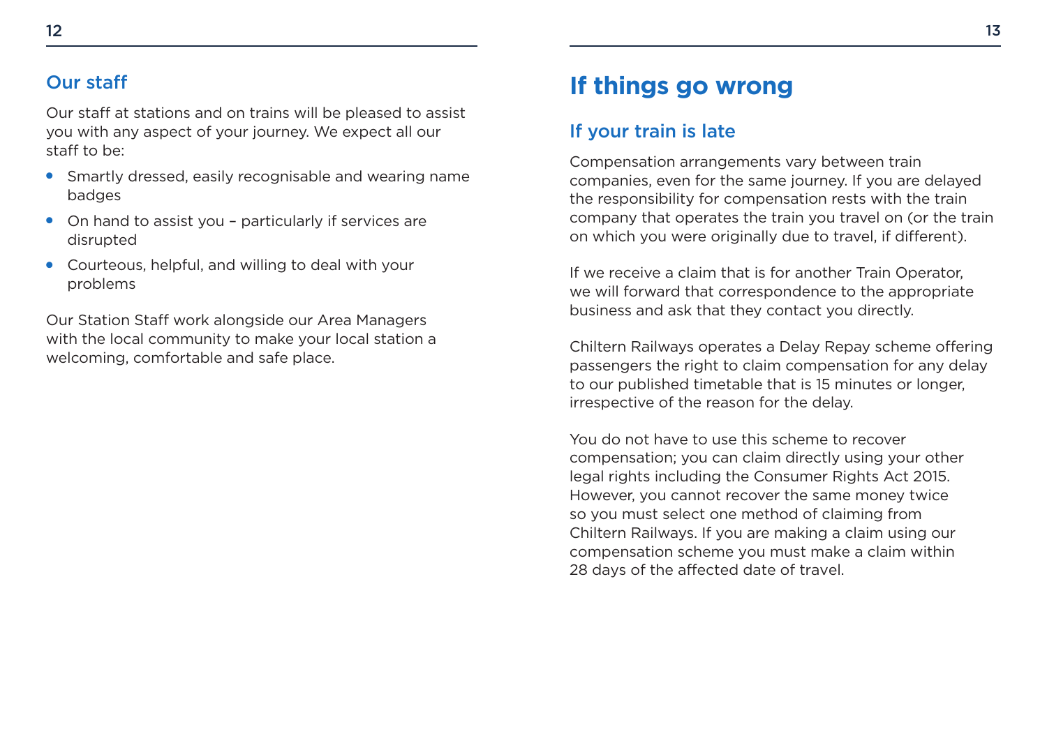## Our staff

Our staff at stations and on trains will be pleased to assist you with any aspect of your journey. We expect all our staff to be:

- Smartly dressed, easily recognisable and wearing name badges
- On hand to assist you – particularly if services are disrupted
- Courteous, helpful, and willing to deal with your problems

Our Station Staff work alongside our Area Managers with the local community to make your local station a welcoming, comfortable and safe place.

# If things go wrong

## If your train is late

Compensation arrangements vary between train companies, even for the same journey. If you are delayed the responsibility for compensation rests with the train company that operates the train you travel on (or the train on which you were originally due to travel, if different).

If we receive a claim that is for another Train Operator, we will forward that correspondence to the appropriate business and ask that they contact you directly.

Chiltern Railways operates a Delay Repay scheme offering passengers the right to claim compensation for any delay to our published timetable that is 15 minutes or longer, irrespective of the reason for the delay.

You do not have to use this scheme to recover compensation; you can claim directly using your other legal rights including the Consumer Rights Act 2015. However, you cannot recover the same money twice so you must select one method of claiming from Chiltern Railways. If you are making a claim using our compensation scheme you must make a claim within 28 days of the affected date of travel.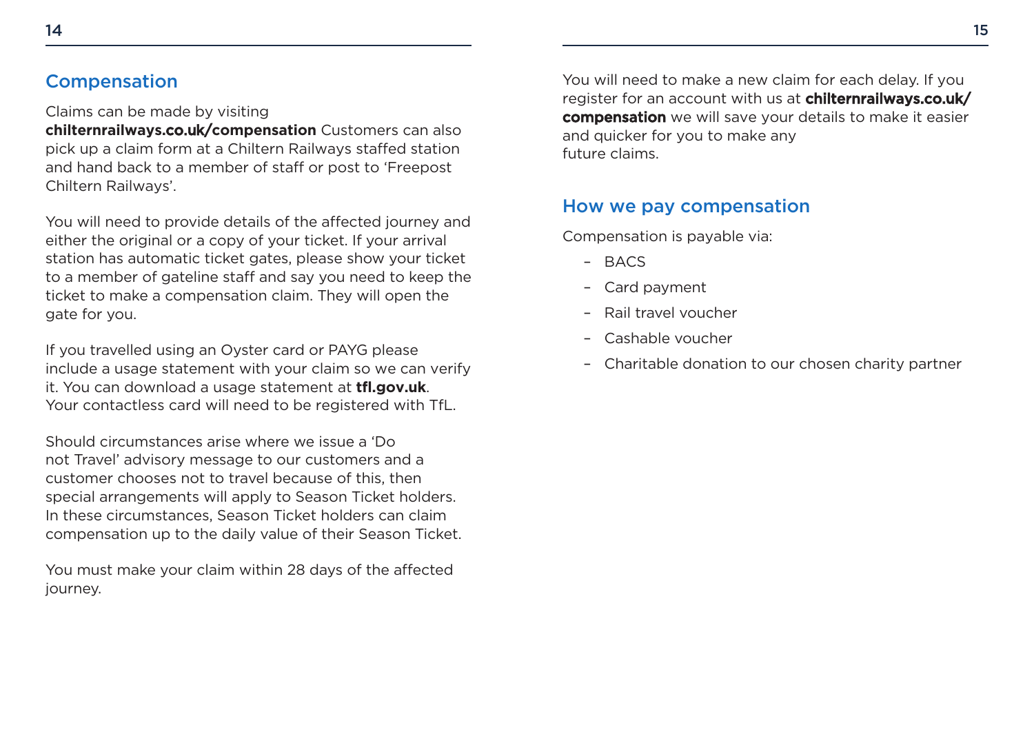## Compensation

Claims can be made by visiting **chilternrailways.co.uk/compensation** Customers can also pick up a claim form at a Chiltern Railways staffed station and hand back to a member of staff or post to 'Freepost Chiltern Railways'.

You will need to provide details of the affected journey and either the original or a copy of your ticket. If your arrival station has automatic ticket gates, please show your ticket to a member of gateline staff and say you need to keep the ticket to make a compensation claim. They will open the gate for you.

If you travelled using an Oyster card or PAYG please include a usage statement with your claim so we can verify it. You can download a usage statement at **tfl.gov.uk**. Your contactless card will need to be registered with TfL.

Should circumstances arise where we issue a 'Do not Travel' advisory message to our customers and a customer chooses not to travel because of this, then special arrangements will apply to Season Ticket holders. In these circumstances, Season Ticket holders can claim compensation up to the daily value of their Season Ticket.

You must make your claim within 28 days of the affected journey.

You will need to make a new claim for each delay. If you register for an account with us at **chilternrailways.co.uk/compensation** we will save your details to make it easier and quicker for you to make any future claims.

## How we pay compensation

Compensation is payable via:

- BACS
- Card payment
- Rail travel voucher
- Cashable voucher
- Charitable donation to our chosen charity partner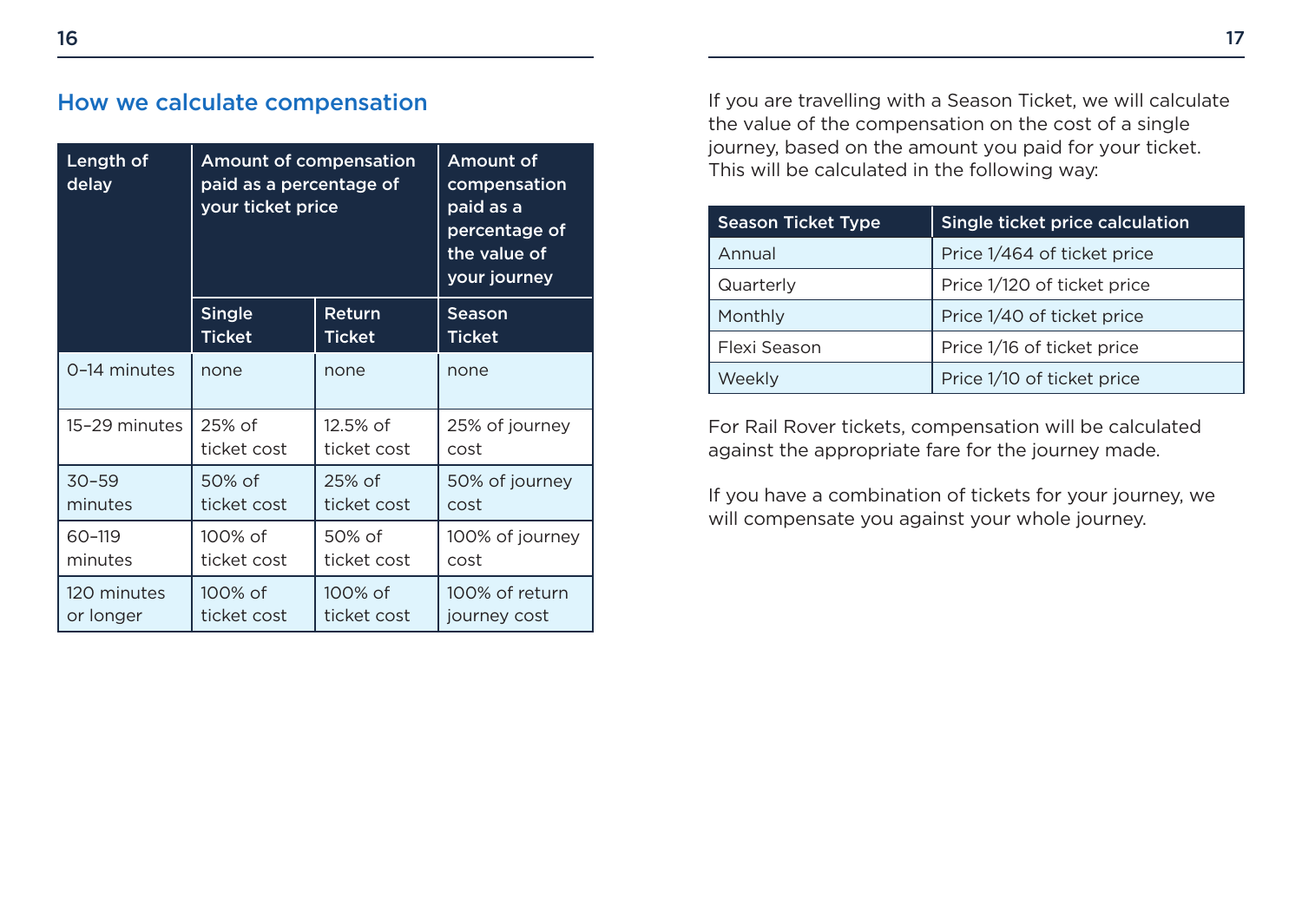## How we calculate compensation

| Length of delay | Amount of compensation paid as a percentage of your ticket price | | Amount of compensation paid as a percentage of the value of your journey |
|---|---|---|---|
| | Single Ticket | Return Ticket | Season Ticket |
| 0–14 minutes | none | none | none |
| 15–29 minutes | 25% of ticket cost | 12.5% of ticket cost | 25% of journey cost |
| 30–59 minutes | 50% of ticket cost | 25% of ticket cost | 50% of journey cost |
| 60–119 minutes | 100% of ticket cost | 50% of ticket cost | 100% of journey cost |
| 120 minutes or longer | 100% of ticket cost | 100% of ticket cost | 100% of return journey cost |

If you are travelling with a Season Ticket, we will calculate the value of the compensation on the cost of a single journey, based on the amount you paid for your ticket. This will be calculated in the following way:

| Season Ticket Type | Single ticket price calculation |
|---|---|
| Annual | Price 1/464 of ticket price |
| Quarterly | Price 1/120 of ticket price |
| Monthly | Price 1/40 of ticket price |
| Flexi Season | Price 1/16 of ticket price |
| Weekly | Price 1/10 of ticket price |

For Rail Rover tickets, compensation will be calculated against the appropriate fare for the journey made.

If you have a combination of tickets for your journey, we will compensate you against your whole journey.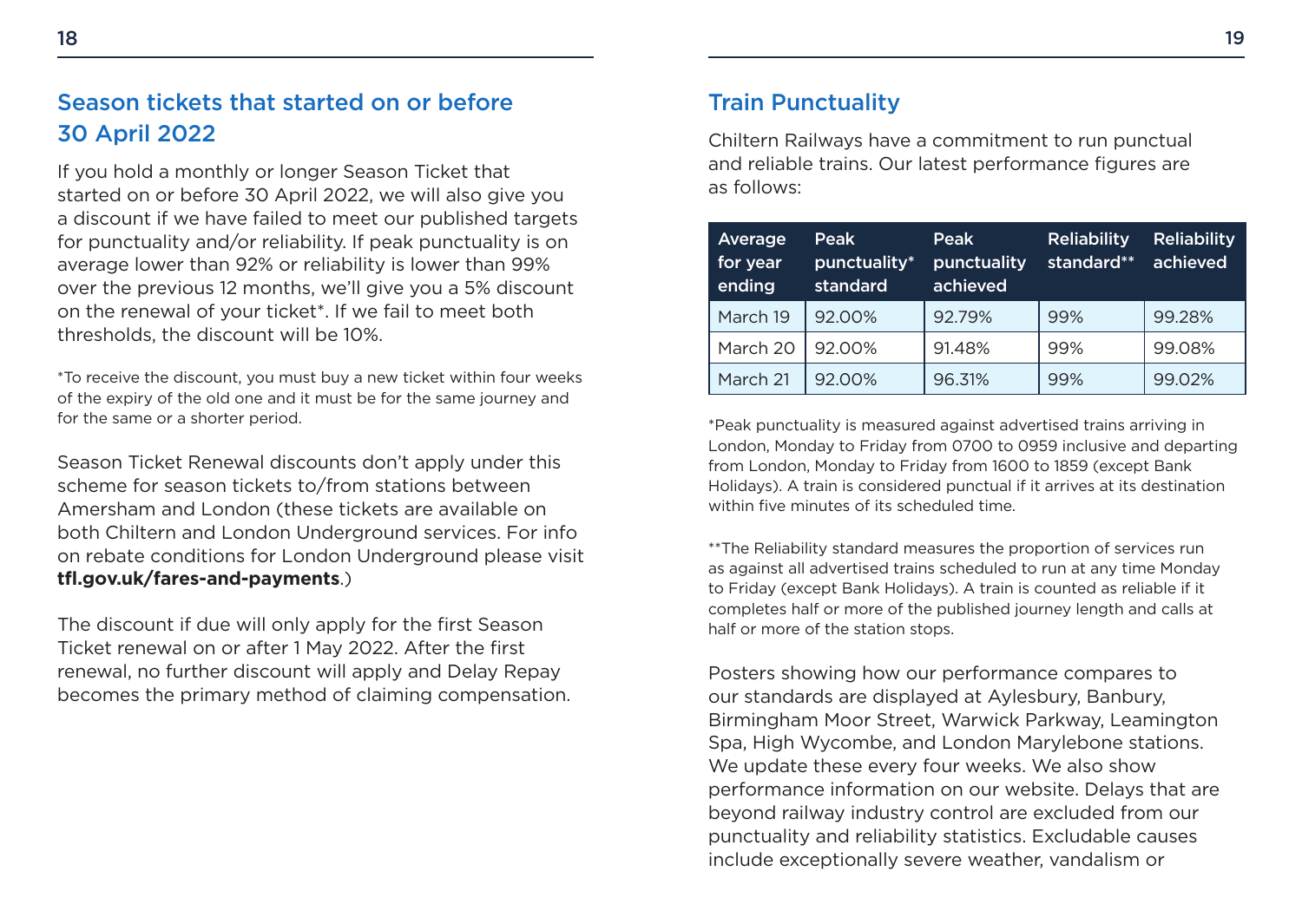## Season tickets that started on or before 30 April 2022

If you hold a monthly or longer Season Ticket that started on or before 30 April 2022, we will also give you a discount if we have failed to meet our published targets for punctuality and/or reliability. If peak punctuality is on average lower than 92% or reliability is lower than 99% over the previous 12 months, we'll give you a 5% discount on the renewal of your ticket*. If we fail to meet both thresholds, the discount will be 10%.

*To receive the discount, you must buy a new ticket within four weeks of the expiry of the old one and it must be for the same journey and for the same or a shorter period.

Season Ticket Renewal discounts don't apply under this scheme for season tickets to/from stations between Amersham and London (these tickets are available on both Chiltern and London Underground services. For info on rebate conditions for London Underground please visit **tfl.gov.uk/fares-and-payments**.)

The discount if due will only apply for the first Season Ticket renewal on or after 1 May 2022. After the first renewal, no further discount will apply and Delay Repay becomes the primary method of claiming compensation.

## Train Punctuality

Chiltern Railways have a commitment to run punctual and reliable trains. Our latest performance figures are as follows:

| Average for year ending | Peak punctuality* standard | Peak punctuality achieved | Reliability standard** | Reliability achieved |
|---|---|---|---|---|
| March 19 | 92.00% | 92.79% | 99% | 99.28% |
| March 20 | 92.00% | 91.48% | 99% | 99.08% |
| March 21 | 92.00% | 96.31% | 99% | 99.02% |

*Peak punctuality is measured against advertised trains arriving in London, Monday to Friday from 0700 to 0959 inclusive and departing from London, Monday to Friday from 1600 to 1859 (except Bank Holidays). A train is considered punctual if it arrives at its destination within five minutes of its scheduled time.

**The Reliability standard measures the proportion of services run as against all advertised trains scheduled to run at any time Monday to Friday (except Bank Holidays). A train is counted as reliable if it completes half or more of the published journey length and calls at half or more of the station stops.

Posters showing how our performance compares to our standards are displayed at Aylesbury, Banbury, Birmingham Moor Street, Warwick Parkway, Leamington Spa, High Wycombe, and London Marylebone stations. We update these every four weeks. We also show performance information on our website. Delays that are beyond railway industry control are excluded from our punctuality and reliability statistics. Excludable causes include exceptionally severe weather, vandalism or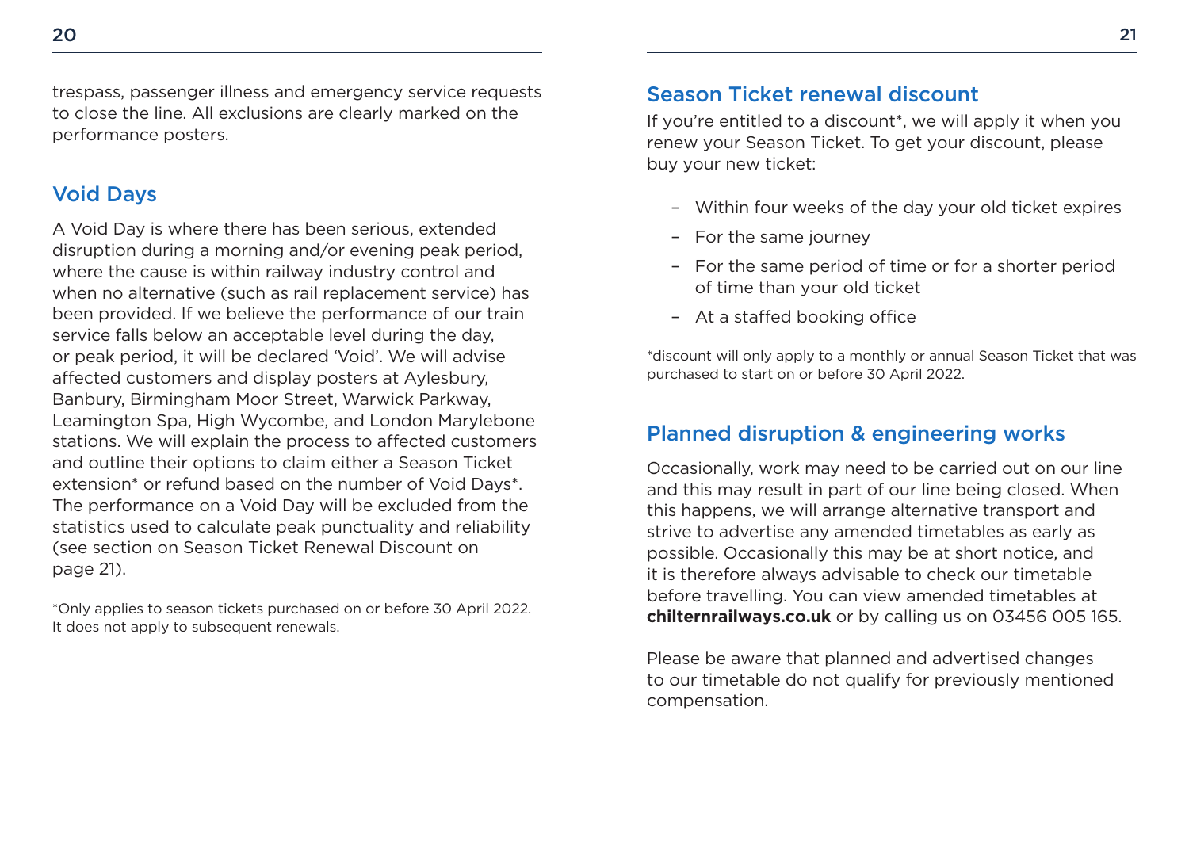trespass, passenger illness and emergency service requests to close the line. All exclusions are clearly marked on the performance posters.

## Void Days

A Void Day is where there has been serious, extended disruption during a morning and/or evening peak period, where the cause is within railway industry control and when no alternative (such as rail replacement service) has been provided. If we believe the performance of our train service falls below an acceptable level during the day, or peak period, it will be declared 'Void'. We will advise affected customers and display posters at Aylesbury, Banbury, Birmingham Moor Street, Warwick Parkway, Leamington Spa, High Wycombe, and London Marylebone stations. We will explain the process to affected customers and outline their options to claim either a Season Ticket extension* or refund based on the number of Void Days*. The performance on a Void Day will be excluded from the statistics used to calculate peak punctuality and reliability (see section on Season Ticket Renewal Discount on page 21).

*Only applies to season tickets purchased on or before 30 April 2022. It does not apply to subsequent renewals.

## Season Ticket renewal discount

If you're entitled to a discount*, we will apply it when you renew your Season Ticket. To get your discount, please buy your new ticket:

- Within four weeks of the day your old ticket expires
- For the same journey
- For the same period of time or for a shorter period of time than your old ticket
- At a staffed booking office

*discount will only apply to a monthly or annual Season Ticket that was purchased to start on or before 30 April 2022.

## Planned disruption & engineering works

Occasionally, work may need to be carried out on our line and this may result in part of our line being closed. When this happens, we will arrange alternative transport and strive to advertise any amended timetables as early as possible. Occasionally this may be at short notice, and it is therefore always advisable to check our timetable before travelling. You can view amended timetables at **chilternrailways.co.uk** or by calling us on 03456 005 165.

Please be aware that planned and advertised changes to our timetable do not qualify for previously mentioned compensation.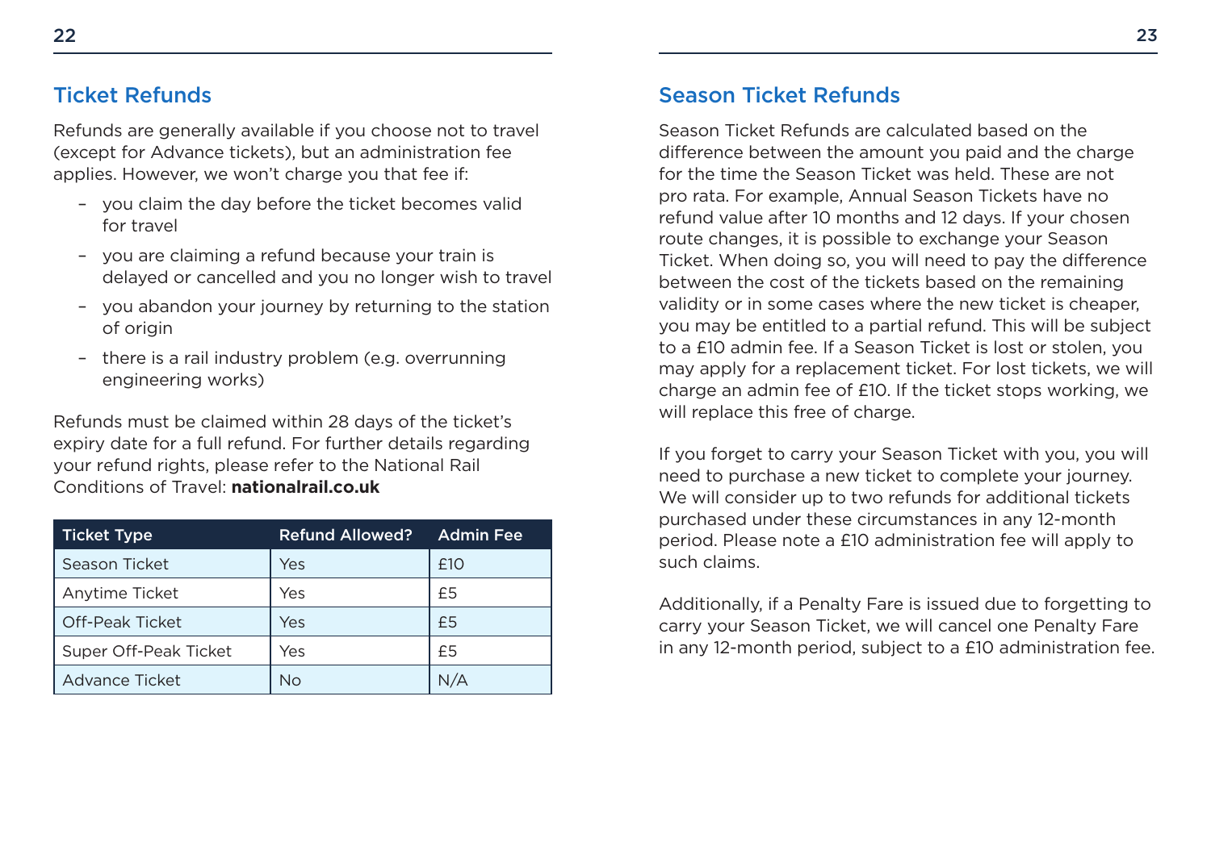## Ticket Refunds

Refunds are generally available if you choose not to travel (except for Advance tickets), but an administration fee applies. However, we won't charge you that fee if:

- you claim the day before the ticket becomes valid for travel
- you are claiming a refund because your train is delayed or cancelled and you no longer wish to travel
- you abandon your journey by returning to the station of origin
- there is a rail industry problem (e.g. overrunning engineering works)

Refunds must be claimed within 28 days of the ticket's expiry date for a full refund. For further details regarding your refund rights, please refer to the National Rail Conditions of Travel: **nationalrail.co.uk**

| Ticket Type | Refund Allowed? | Admin Fee |
| --- | --- | --- |
| Season Ticket | Yes | £10 |
| Anytime Ticket | Yes | £5 |
| Off-Peak Ticket | Yes | £5 |
| Super Off-Peak Ticket | Yes | £5 |
| Advance Ticket | No | N/A |

## Season Ticket Refunds

Season Ticket Refunds are calculated based on the difference between the amount you paid and the charge for the time the Season Ticket was held. These are not pro rata. For example, Annual Season Tickets have no refund value after 10 months and 12 days. If your chosen route changes, it is possible to exchange your Season Ticket. When doing so, you will need to pay the difference between the cost of the tickets based on the remaining validity or in some cases where the new ticket is cheaper, you may be entitled to a partial refund. This will be subject to a £10 admin fee. If a Season Ticket is lost or stolen, you may apply for a replacement ticket. For lost tickets, we will charge an admin fee of £10. If the ticket stops working, we will replace this free of charge.

If you forget to carry your Season Ticket with you, you will need to purchase a new ticket to complete your journey. We will consider up to two refunds for additional tickets purchased under these circumstances in any 12-month period. Please note a £10 administration fee will apply to such claims.

Additionally, if a Penalty Fare is issued due to forgetting to carry your Season Ticket, we will cancel one Penalty Fare in any 12-month period, subject to a £10 administration fee.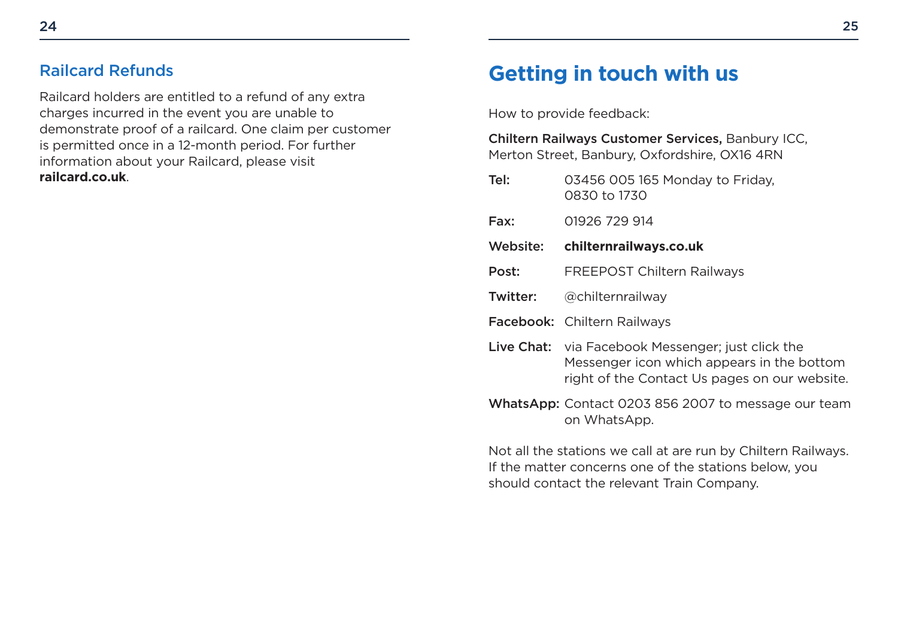## Railcard Refunds

Railcard holders are entitled to a refund of any extra charges incurred in the event you are unable to demonstrate proof of a railcard. One claim per customer is permitted once in a 12-month period. For further information about your Railcard, please visit **railcard.co.uk**.

# Getting in touch with us

How to provide feedback:

**Chiltern Railways Customer Services,** Banbury ICC, Merton Street, Banbury, Oxfordshire, OX16 4RN

**Tel:** 03456 005 165 Monday to Friday, 0830 to 1730

**Fax:** 01926 729 914

**Website:** **chilternrailways.co.uk**

**Post:** FREEPOST Chiltern Railways

**Twitter:** @chilternrailway

**Facebook:** Chiltern Railways

**Live Chat:** via Facebook Messenger; just click the Messenger icon which appears in the bottom right of the Contact Us pages on our website.

**WhatsApp:** Contact 0203 856 2007 to message our team on WhatsApp.

Not all the stations we call at are run by Chiltern Railways. If the matter concerns one of the stations below, you should contact the relevant Train Company.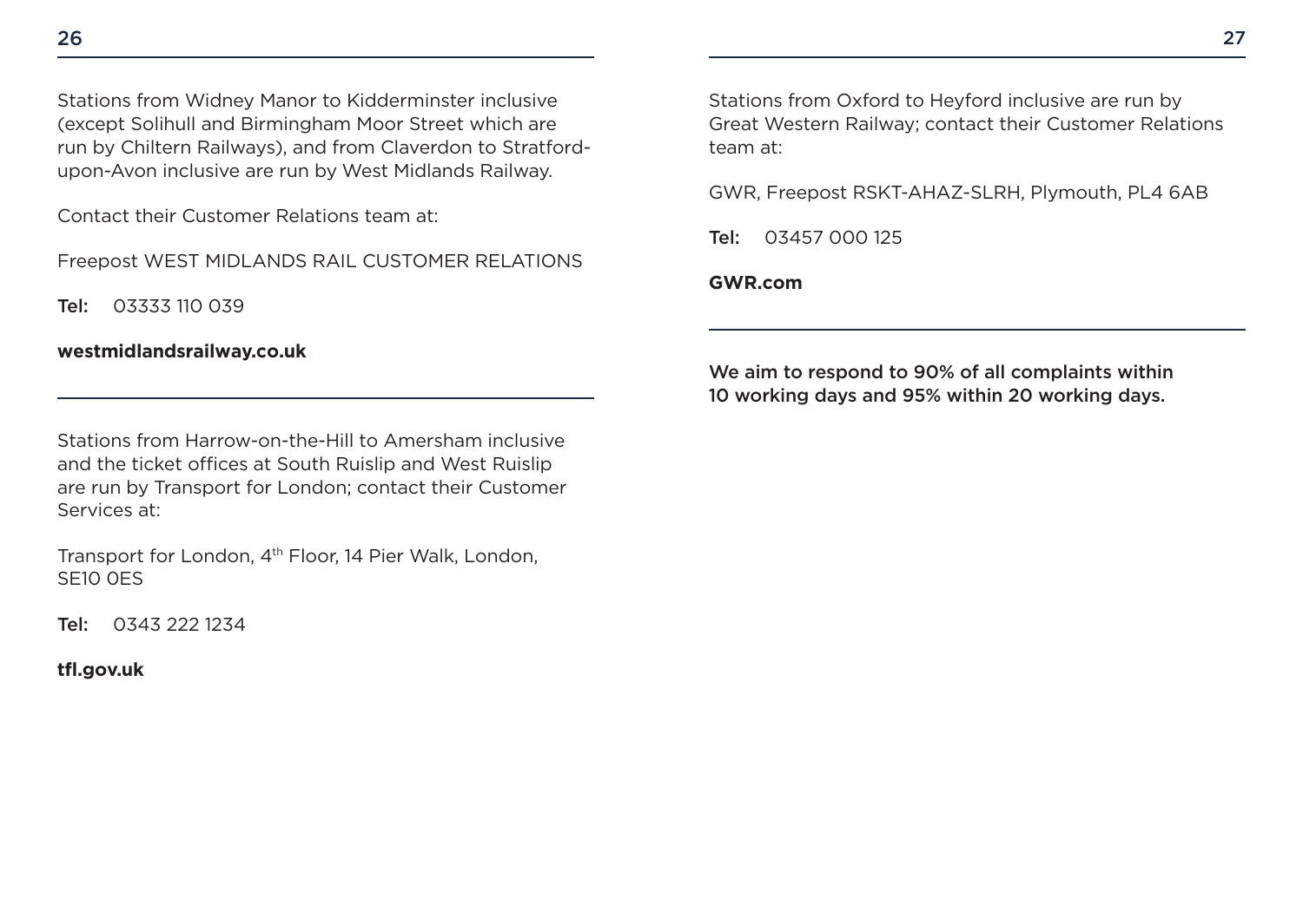Stations from Widney Manor to Kidderminster inclusive (except Solihull and Birmingham Moor Street which are run by Chiltern Railways), and from Claverdon to Stratford-upon-Avon inclusive are run by West Midlands Railway.

Contact their Customer Relations team at:

Freepost WEST MIDLANDS RAIL CUSTOMER RELATIONS

Tel: 03333 110 039

**westmidlandsrailway.co.uk**

---

Stations from Harrow-on-the-Hill to Amersham inclusive and the ticket offices at South Ruislip and West Ruislip are run by Transport for London; contact their Customer Services at:

Transport for London, 4th Floor, 14 Pier Walk, London, SE10 0ES

Tel: 0343 222 1234

**tfl.gov.uk**

---

Stations from Oxford to Heyford inclusive are run by Great Western Railway; contact their Customer Relations team at:

GWR, Freepost RSKT-AHAZ-SLRH, Plymouth, PL4 6AB

Tel: 03457 000 125

**GWR.com**

---

We aim to respond to 90% of all complaints within 10 working days and 95% within 20 working days.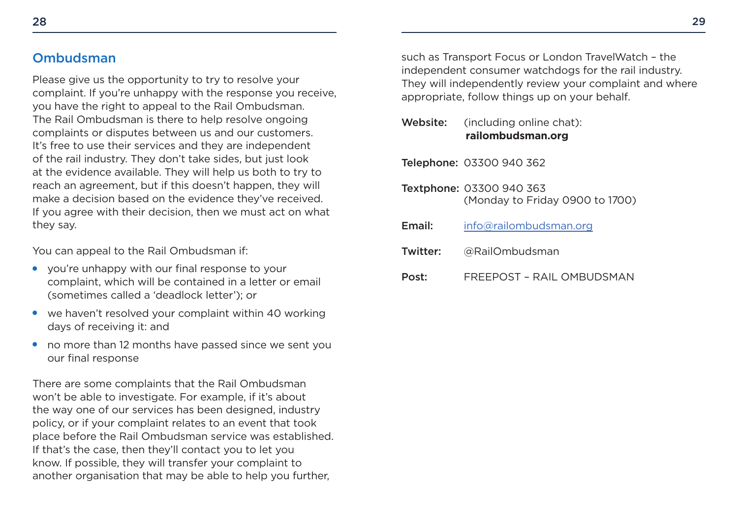## Ombudsman

Please give us the opportunity to try to resolve your complaint. If you're unhappy with the response you receive, you have the right to appeal to the Rail Ombudsman. The Rail Ombudsman is there to help resolve ongoing complaints or disputes between us and our customers. It's free to use their services and they are independent of the rail industry. They don't take sides, but just look at the evidence available. They will help us both to try to reach an agreement, but if this doesn't happen, they will make a decision based on the evidence they've received. If you agree with their decision, then we must act on what they say.

You can appeal to the Rail Ombudsman if:

- you're unhappy with our final response to your complaint, which will be contained in a letter or email (sometimes called a 'deadlock letter'); or
- we haven't resolved your complaint within 40 working days of receiving it: and
- no more than 12 months have passed since we sent you our final response

There are some complaints that the Rail Ombudsman won't be able to investigate. For example, if it's about the way one of our services has been designed, industry policy, or if your complaint relates to an event that took place before the Rail Ombudsman service was established. If that's the case, then they'll contact you to let you know. If possible, they will transfer your complaint to another organisation that may be able to help you further, such as Transport Focus or London TravelWatch – the independent consumer watchdogs for the rail industry. They will independently review your complaint and where appropriate, follow things up on your behalf.

**Website:** (including online chat): **railombudsman.org**

**Telephone:** 03300 940 362

**Textphone:** 03300 940 363 (Monday to Friday 0900 to 1700)

**Email:** info@railombudsman.org

**Twitter:** @RailOmbudsman

**Post:** FREEPOST – RAIL OMBUDSMAN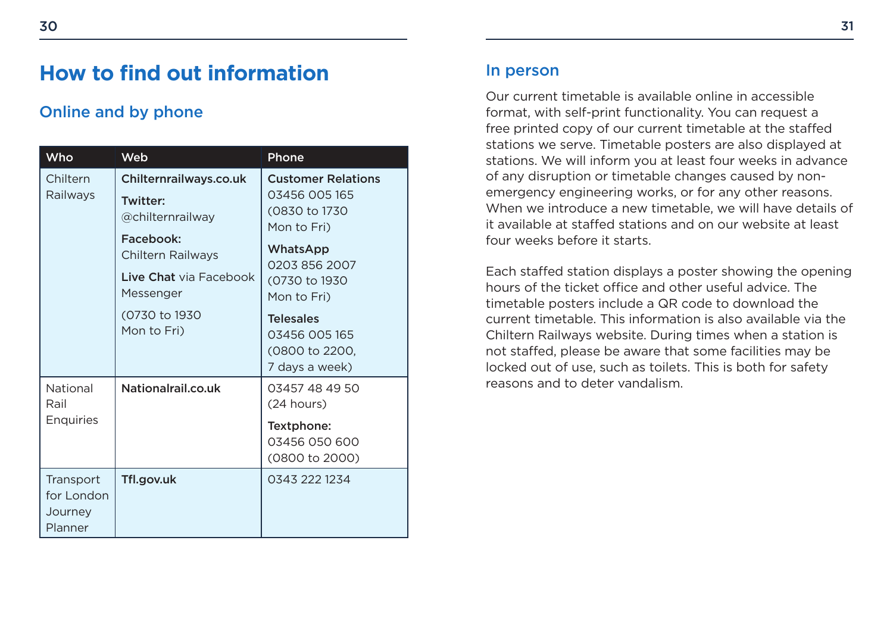# How to find out information

## Online and by phone

| Who | Web | Phone |
|---|---|---|
| Chiltern Railways | **Chilternrailways.co.uk**<br>**Twitter:** @chilternrailway<br>**Facebook:** Chiltern Railways<br>**Live Chat** via Facebook Messenger<br>(0730 to 1930 Mon to Fri) | **Customer Relations** 03456 005 165 (0830 to 1730 Mon to Fri)<br>**WhatsApp** 0203 856 2007 (0730 to 1930 Mon to Fri)<br>**Telesales** 03456 005 165 (0800 to 2200, 7 days a week) |
| National Rail Enquiries | **Nationalrail.co.uk** | 03457 48 49 50 (24 hours)<br>**Textphone:** 03456 050 600 (0800 to 2000) |
| Transport for London Journey Planner | **Tfl.gov.uk** | 0343 222 1234 |

## In person

Our current timetable is available online in accessible format, with self-print functionality. You can request a free printed copy of our current timetable at the staffed stations we serve. Timetable posters are also displayed at stations. We will inform you at least four weeks in advance of any disruption or timetable changes caused by non-emergency engineering works, or for any other reasons. When we introduce a new timetable, we will have details of it available at staffed stations and on our website at least four weeks before it starts.

Each staffed station displays a poster showing the opening hours of the ticket office and other useful advice. The timetable posters include a QR code to download the current timetable. This information is also available via the Chiltern Railways website. During times when a station is not staffed, please be aware that some facilities may be locked out of use, such as toilets. This is both for safety reasons and to deter vandalism.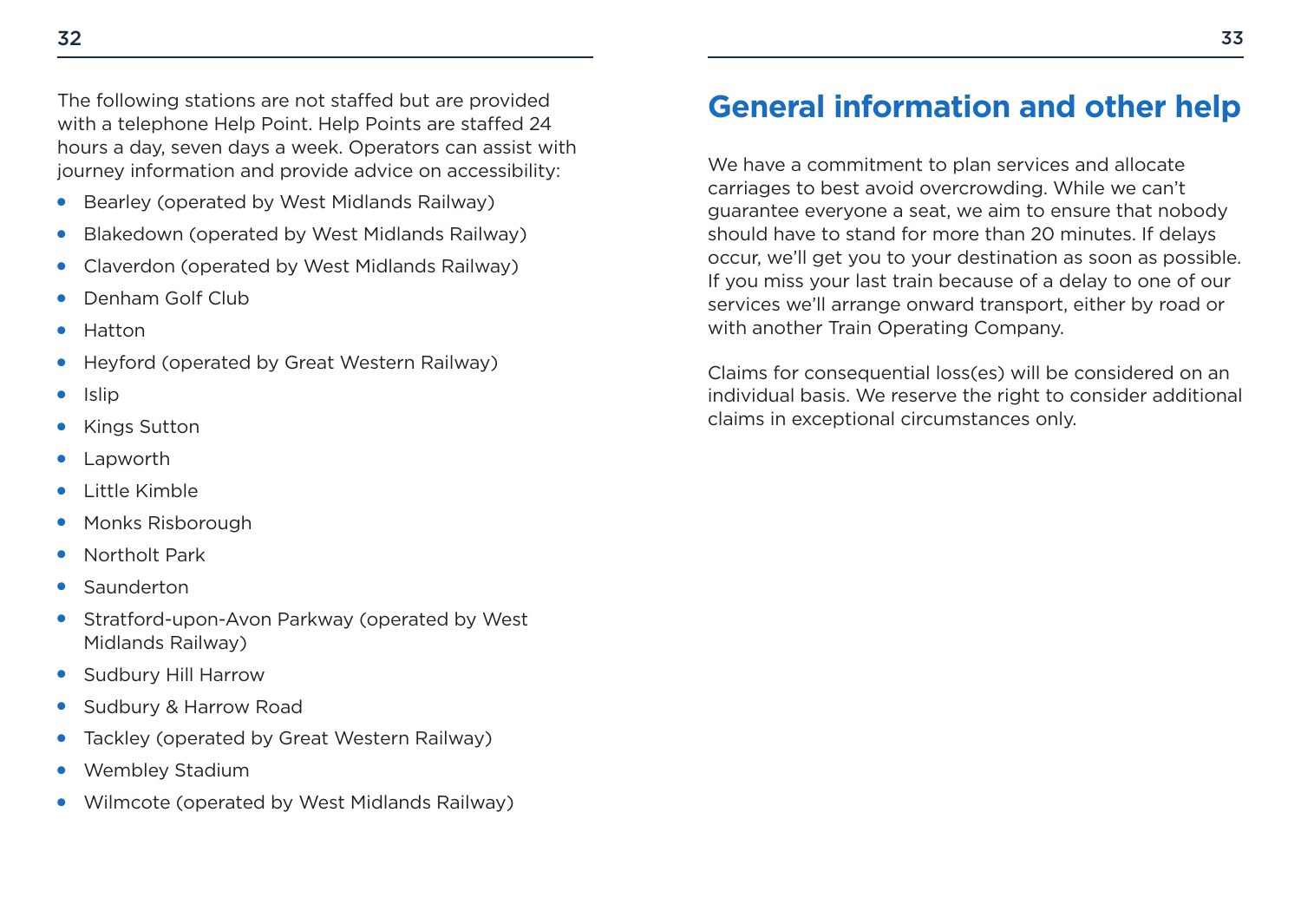The following stations are not staffed but are provided with a telephone Help Point. Help Points are staffed 24 hours a day, seven days a week. Operators can assist with journey information and provide advice on accessibility:

- Bearley (operated by West Midlands Railway)
- Blakedown (operated by West Midlands Railway)
- Claverdon (operated by West Midlands Railway)
- Denham Golf Club
- Hatton
- Heyford (operated by Great Western Railway)
- Islip
- Kings Sutton
- Lapworth
- Little Kimble
- Monks Risborough
- Northolt Park
- Saunderton
- Stratford-upon-Avon Parkway (operated by West Midlands Railway)
- Sudbury Hill Harrow
- Sudbury & Harrow Road
- Tackley (operated by Great Western Railway)
- Wembley Stadium
- Wilmcote (operated by West Midlands Railway)

## General information and other help

We have a commitment to plan services and allocate carriages to best avoid overcrowding. While we can't guarantee everyone a seat, we aim to ensure that nobody should have to stand for more than 20 minutes. If delays occur, we'll get you to your destination as soon as possible. If you miss your last train because of a delay to one of our services we'll arrange onward transport, either by road or with another Train Operating Company.

Claims for consequential loss(es) will be considered on an individual basis. We reserve the right to consider additional claims in exceptional circumstances only.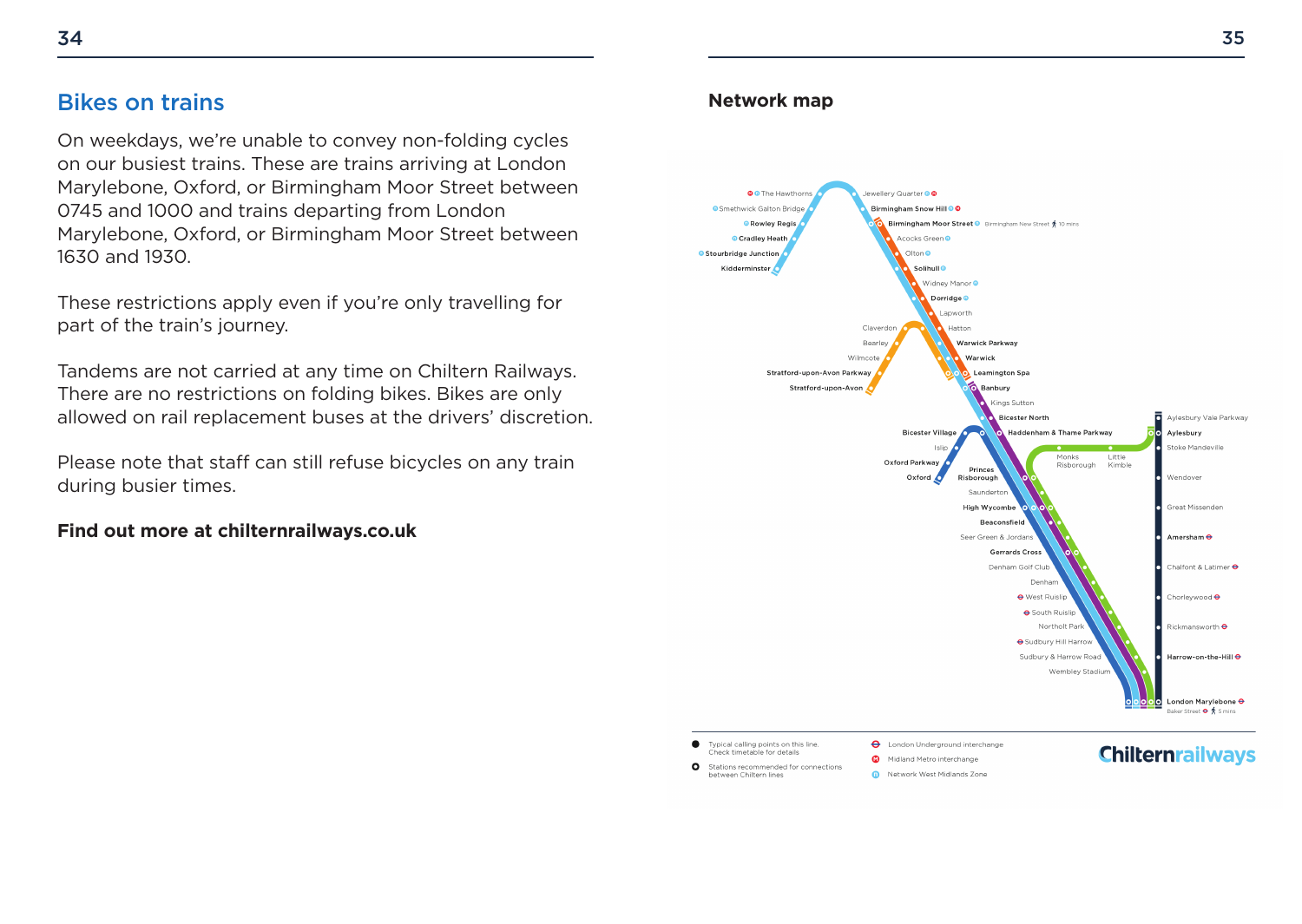## Bikes on trains

On weekdays, we're unable to convey non-folding cycles on our busiest trains. These are trains arriving at London Marylebone, Oxford, or Birmingham Moor Street between 0745 and 1000 and trains departing from London Marylebone, Oxford, or Birmingham Moor Street between 1630 and 1930.

These restrictions apply even if you're only travelling for part of the train's journey.

Tandems are not carried at any time on Chiltern Railways. There are no restrictions on folding bikes. Bikes are only allowed on rail replacement buses at the drivers' discretion.

Please note that staff can still refuse bicycles on any train during busier times.

**Find out more at chilternrailways.co.uk**

## Network map

The Hawthorns
Smethwick Galton Bridge
Rowley Regis
Cradley Heath
Stourbridge Junction
Kidderminster
Jewellery Quarter
Birmingham Snow Hill
Birmingham Moor Street
Birmingham New Street 10 mins
Acocks Green
Olton
Solihull
Widney Manor
Dorridge
Lapworth
Hatton
Claverdon
Bearley
Wilmcote
Stratford-upon-Avon Parkway
Stratford-upon-Avon
Warwick Parkway
Warwick
Leamington Spa
Banbury
Kings Sutton
Bicester North
Bicester Village
Islip
Oxford Parkway
Oxford
Haddenham & Thame Parkway
Monks Risborough
Little Kimble
Princes Risborough
Saunderton
High Wycombe
Beaconsfield
Seer Green & Jordans
Gerrards Cross
Denham Golf Club
Denham
West Ruislip
South Ruislip
Northolt Park
Sudbury Hill Harrow
Sudbury & Harrow Road
Wembley Stadium
Aylesbury Vale Parkway
Aylesbury
Stoke Mandeville
Wendover
Great Missenden
Amersham
Chalfont & Latimer
Chorleywood
Rickmansworth
Harrow-on-the-Hill
London Marylebone
Baker Street 5 mins

Typical calling points on this line. Check timetable for details
Stations recommended for connections between Chiltern lines
London Underground interchange
Midland Metro interchange
Network West Midlands Zone

Chilternrailways